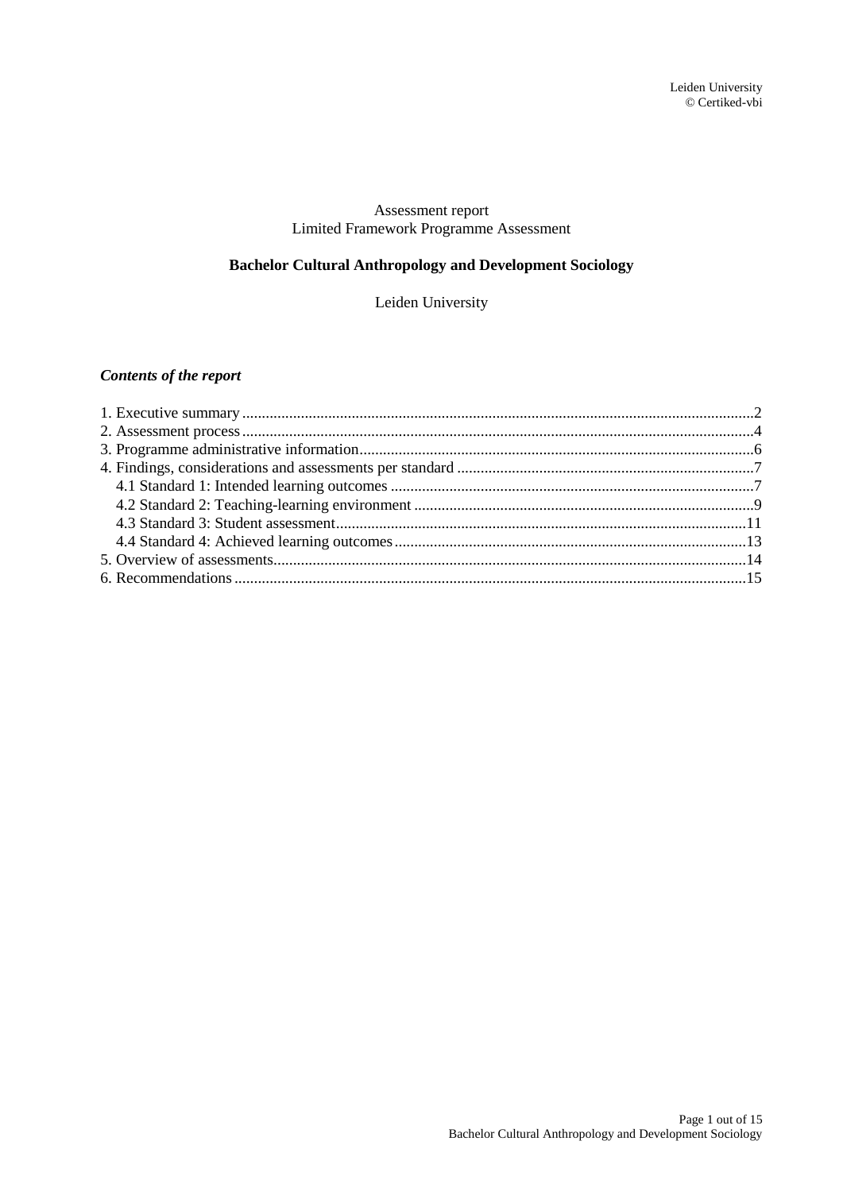Leiden University
© Certiked-vbi

Assessment report
Limited Framework Programme Assessment

**Bachelor Cultural Anthropology and Development Sociology**

Leiden University

***Contents of the report***

1. Executive summary ..................................................................................................................2
2. Assessment process .................................................................................................................4
3. Programme administrative information....................................................................................6
4. Findings, considerations and assessments per standard ...........................................................7
   - 4.1 Standard 1: Intended learning outcomes ............................................................................7
   - 4.2 Standard 2: Teaching-learning environment ......................................................................9
   - 4.3 Standard 3: Student assessment........................................................................................11
   - 4.4 Standard 4: Achieved learning outcomes .........................................................................13
5. Overview of assessments.......................................................................................................14
6. Recommendations .................................................................................................................15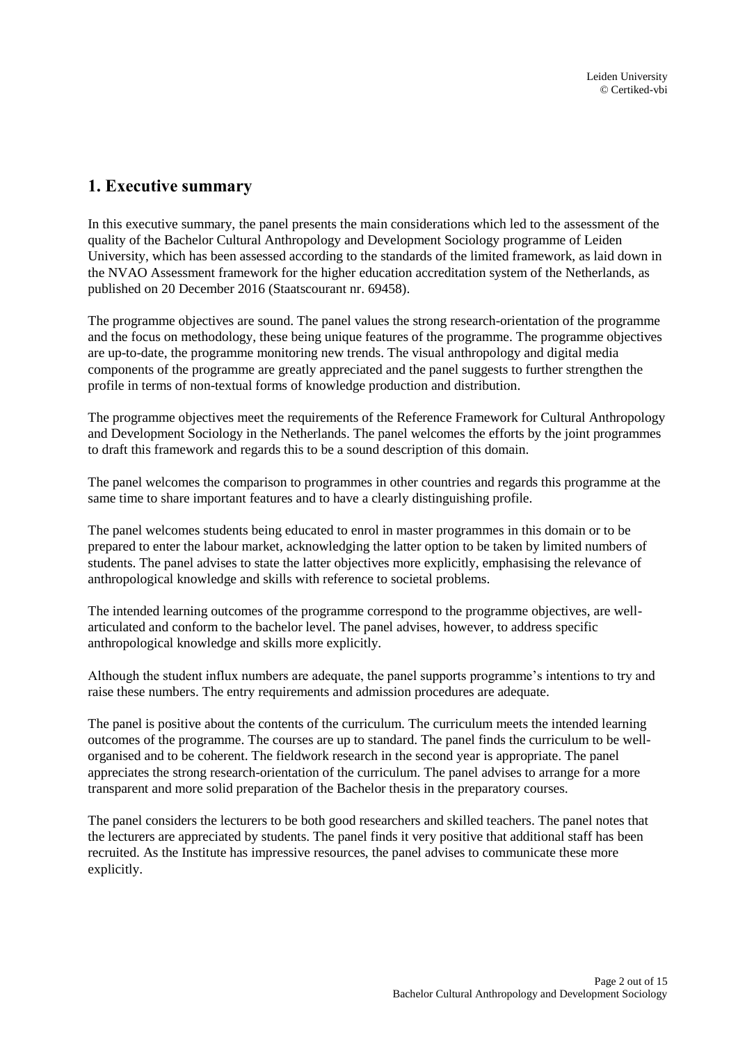## 1. Executive summary

In this executive summary, the panel presents the main considerations which led to the assessment of the quality of the Bachelor Cultural Anthropology and Development Sociology programme of Leiden University, which has been assessed according to the standards of the limited framework, as laid down in the NVAO Assessment framework for the higher education accreditation system of the Netherlands, as published on 20 December 2016 (Staatscourant nr. 69458).

The programme objectives are sound. The panel values the strong research-orientation of the programme and the focus on methodology, these being unique features of the programme. The programme objectives are up-to-date, the programme monitoring new trends. The visual anthropology and digital media components of the programme are greatly appreciated and the panel suggests to further strengthen the profile in terms of non-textual forms of knowledge production and distribution.

The programme objectives meet the requirements of the Reference Framework for Cultural Anthropology and Development Sociology in the Netherlands. The panel welcomes the efforts by the joint programmes to draft this framework and regards this to be a sound description of this domain.

The panel welcomes the comparison to programmes in other countries and regards this programme at the same time to share important features and to have a clearly distinguishing profile.

The panel welcomes students being educated to enrol in master programmes in this domain or to be prepared to enter the labour market, acknowledging the latter option to be taken by limited numbers of students. The panel advises to state the latter objectives more explicitly, emphasising the relevance of anthropological knowledge and skills with reference to societal problems.

The intended learning outcomes of the programme correspond to the programme objectives, are well-articulated and conform to the bachelor level. The panel advises, however, to address specific anthropological knowledge and skills more explicitly.

Although the student influx numbers are adequate, the panel supports programme's intentions to try and raise these numbers. The entry requirements and admission procedures are adequate.

The panel is positive about the contents of the curriculum. The curriculum meets the intended learning outcomes of the programme. The courses are up to standard. The panel finds the curriculum to be well-organised and to be coherent. The fieldwork research in the second year is appropriate. The panel appreciates the strong research-orientation of the curriculum. The panel advises to arrange for a more transparent and more solid preparation of the Bachelor thesis in the preparatory courses.

The panel considers the lecturers to be both good researchers and skilled teachers. The panel notes that the lecturers are appreciated by students. The panel finds it very positive that additional staff has been recruited. As the Institute has impressive resources, the panel advises to communicate these more explicitly.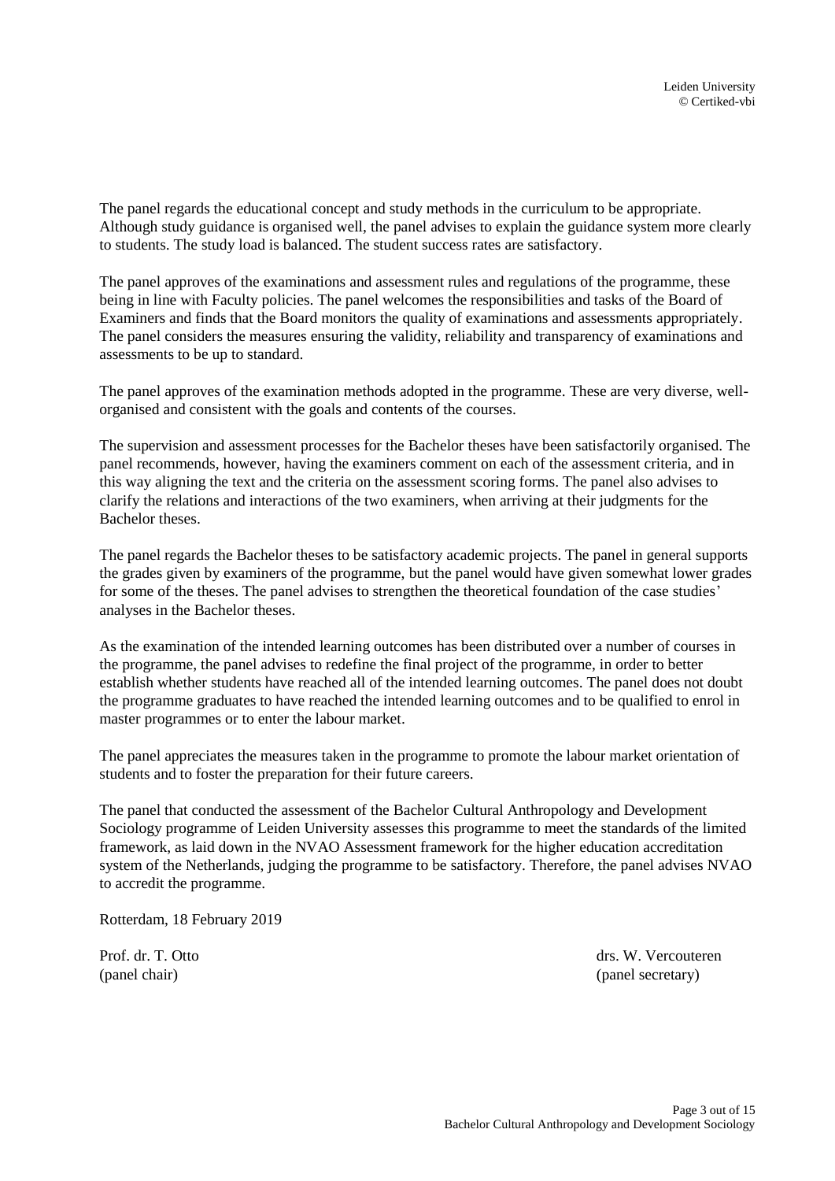The panel regards the educational concept and study methods in the curriculum to be appropriate. Although study guidance is organised well, the panel advises to explain the guidance system more clearly to students. The study load is balanced. The student success rates are satisfactory.

The panel approves of the examinations and assessment rules and regulations of the programme, these being in line with Faculty policies. The panel welcomes the responsibilities and tasks of the Board of Examiners and finds that the Board monitors the quality of examinations and assessments appropriately. The panel considers the measures ensuring the validity, reliability and transparency of examinations and assessments to be up to standard.

The panel approves of the examination methods adopted in the programme. These are very diverse, well-organised and consistent with the goals and contents of the courses.

The supervision and assessment processes for the Bachelor theses have been satisfactorily organised. The panel recommends, however, having the examiners comment on each of the assessment criteria, and in this way aligning the text and the criteria on the assessment scoring forms. The panel also advises to clarify the relations and interactions of the two examiners, when arriving at their judgments for the Bachelor theses.

The panel regards the Bachelor theses to be satisfactory academic projects. The panel in general supports the grades given by examiners of the programme, but the panel would have given somewhat lower grades for some of the theses. The panel advises to strengthen the theoretical foundation of the case studies' analyses in the Bachelor theses.

As the examination of the intended learning outcomes has been distributed over a number of courses in the programme, the panel advises to redefine the final project of the programme, in order to better establish whether students have reached all of the intended learning outcomes. The panel does not doubt the programme graduates to have reached the intended learning outcomes and to be qualified to enrol in master programmes or to enter the labour market.

The panel appreciates the measures taken in the programme to promote the labour market orientation of students and to foster the preparation for their future careers.

The panel that conducted the assessment of the Bachelor Cultural Anthropology and Development Sociology programme of Leiden University assesses this programme to meet the standards of the limited framework, as laid down in the NVAO Assessment framework for the higher education accreditation system of the Netherlands, judging the programme to be satisfactory. Therefore, the panel advises NVAO to accredit the programme.

Rotterdam, 18 February 2019

Prof. dr. T. Otto
(panel chair)

drs. W. Vercouteren
(panel secretary)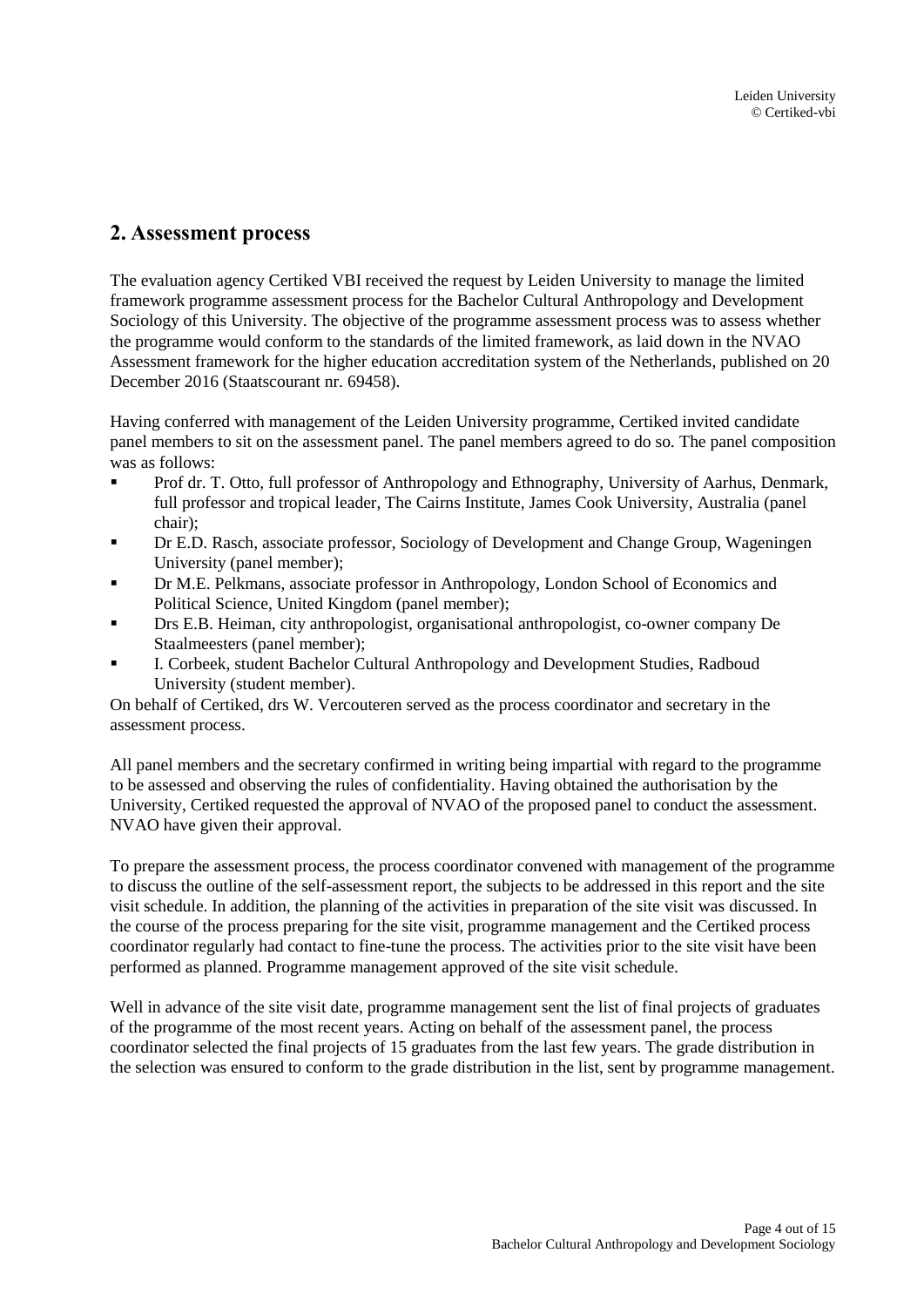## 2. Assessment process

The evaluation agency Certiked VBI received the request by Leiden University to manage the limited framework programme assessment process for the Bachelor Cultural Anthropology and Development Sociology of this University. The objective of the programme assessment process was to assess whether the programme would conform to the standards of the limited framework, as laid down in the NVAO Assessment framework for the higher education accreditation system of the Netherlands, published on 20 December 2016 (Staatscourant nr. 69458).

Having conferred with management of the Leiden University programme, Certiked invited candidate panel members to sit on the assessment panel. The panel members agreed to do so. The panel composition was as follows:

- Prof dr. T. Otto, full professor of Anthropology and Ethnography, University of Aarhus, Denmark, full professor and tropical leader, The Cairns Institute, James Cook University, Australia (panel chair);
- Dr E.D. Rasch, associate professor, Sociology of Development and Change Group, Wageningen University (panel member);
- Dr M.E. Pelkmans, associate professor in Anthropology, London School of Economics and Political Science, United Kingdom (panel member);
- Drs E.B. Heiman, city anthropologist, organisational anthropologist, co-owner company De Staalmeesters (panel member);
- I. Corbeek, student Bachelor Cultural Anthropology and Development Studies, Radboud University (student member).

On behalf of Certiked, drs W. Vercouteren served as the process coordinator and secretary in the assessment process.

All panel members and the secretary confirmed in writing being impartial with regard to the programme to be assessed and observing the rules of confidentiality. Having obtained the authorisation by the University, Certiked requested the approval of NVAO of the proposed panel to conduct the assessment. NVAO have given their approval.

To prepare the assessment process, the process coordinator convened with management of the programme to discuss the outline of the self-assessment report, the subjects to be addressed in this report and the site visit schedule. In addition, the planning of the activities in preparation of the site visit was discussed. In the course of the process preparing for the site visit, programme management and the Certiked process coordinator regularly had contact to fine-tune the process. The activities prior to the site visit have been performed as planned. Programme management approved of the site visit schedule.

Well in advance of the site visit date, programme management sent the list of final projects of graduates of the programme of the most recent years. Acting on behalf of the assessment panel, the process coordinator selected the final projects of 15 graduates from the last few years. The grade distribution in the selection was ensured to conform to the grade distribution in the list, sent by programme management.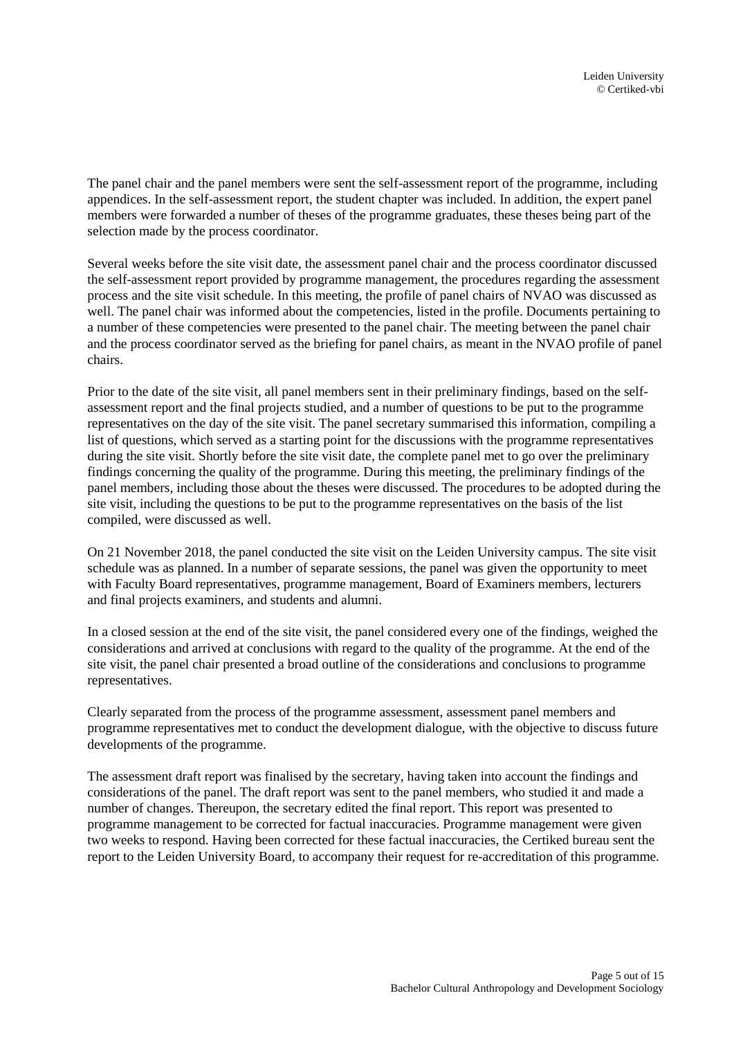The panel chair and the panel members were sent the self-assessment report of the programme, including appendices. In the self-assessment report, the student chapter was included. In addition, the expert panel members were forwarded a number of theses of the programme graduates, these theses being part of the selection made by the process coordinator.

Several weeks before the site visit date, the assessment panel chair and the process coordinator discussed the self-assessment report provided by programme management, the procedures regarding the assessment process and the site visit schedule. In this meeting, the profile of panel chairs of NVAO was discussed as well. The panel chair was informed about the competencies, listed in the profile. Documents pertaining to a number of these competencies were presented to the panel chair. The meeting between the panel chair and the process coordinator served as the briefing for panel chairs, as meant in the NVAO profile of panel chairs.

Prior to the date of the site visit, all panel members sent in their preliminary findings, based on the self-assessment report and the final projects studied, and a number of questions to be put to the programme representatives on the day of the site visit. The panel secretary summarised this information, compiling a list of questions, which served as a starting point for the discussions with the programme representatives during the site visit. Shortly before the site visit date, the complete panel met to go over the preliminary findings concerning the quality of the programme. During this meeting, the preliminary findings of the panel members, including those about the theses were discussed. The procedures to be adopted during the site visit, including the questions to be put to the programme representatives on the basis of the list compiled, were discussed as well.

On 21 November 2018, the panel conducted the site visit on the Leiden University campus. The site visit schedule was as planned. In a number of separate sessions, the panel was given the opportunity to meet with Faculty Board representatives, programme management, Board of Examiners members, lecturers and final projects examiners, and students and alumni.

In a closed session at the end of the site visit, the panel considered every one of the findings, weighed the considerations and arrived at conclusions with regard to the quality of the programme. At the end of the site visit, the panel chair presented a broad outline of the considerations and conclusions to programme representatives.

Clearly separated from the process of the programme assessment, assessment panel members and programme representatives met to conduct the development dialogue, with the objective to discuss future developments of the programme.

The assessment draft report was finalised by the secretary, having taken into account the findings and considerations of the panel. The draft report was sent to the panel members, who studied it and made a number of changes. Thereupon, the secretary edited the final report. This report was presented to programme management to be corrected for factual inaccuracies. Programme management were given two weeks to respond. Having been corrected for these factual inaccuracies, the Certiked bureau sent the report to the Leiden University Board, to accompany their request for re-accreditation of this programme.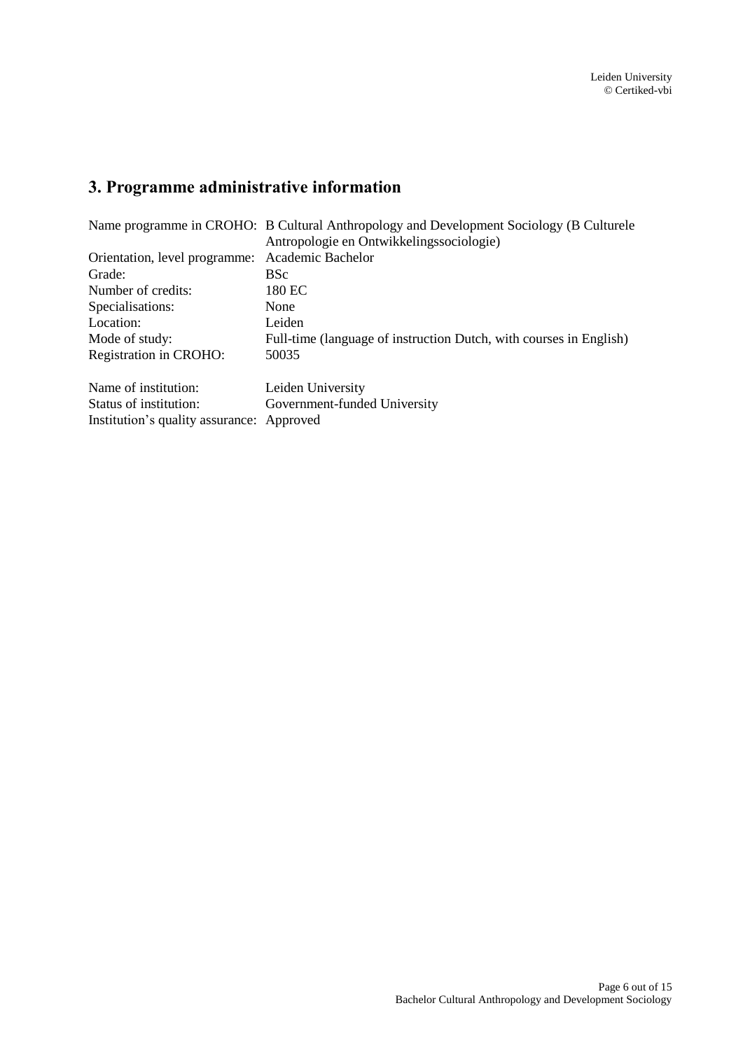## 3. Programme administrative information

| | |
|---|---|
| Name programme in CROHO: | B Cultural Anthropology and Development Sociology (B Culturele Antropologie en Ontwikkelingssociologie) |
| Orientation, level programme: | Academic Bachelor |
| Grade: | BSc |
| Number of credits: | 180 EC |
| Specialisations: | None |
| Location: | Leiden |
| Mode of study: | Full-time (language of instruction Dutch, with courses in English) |
| Registration in CROHO: | 50035 |

| | |
|---|---|
| Name of institution: | Leiden University |
| Status of institution: | Government-funded University |
| Institution's quality assurance: | Approved |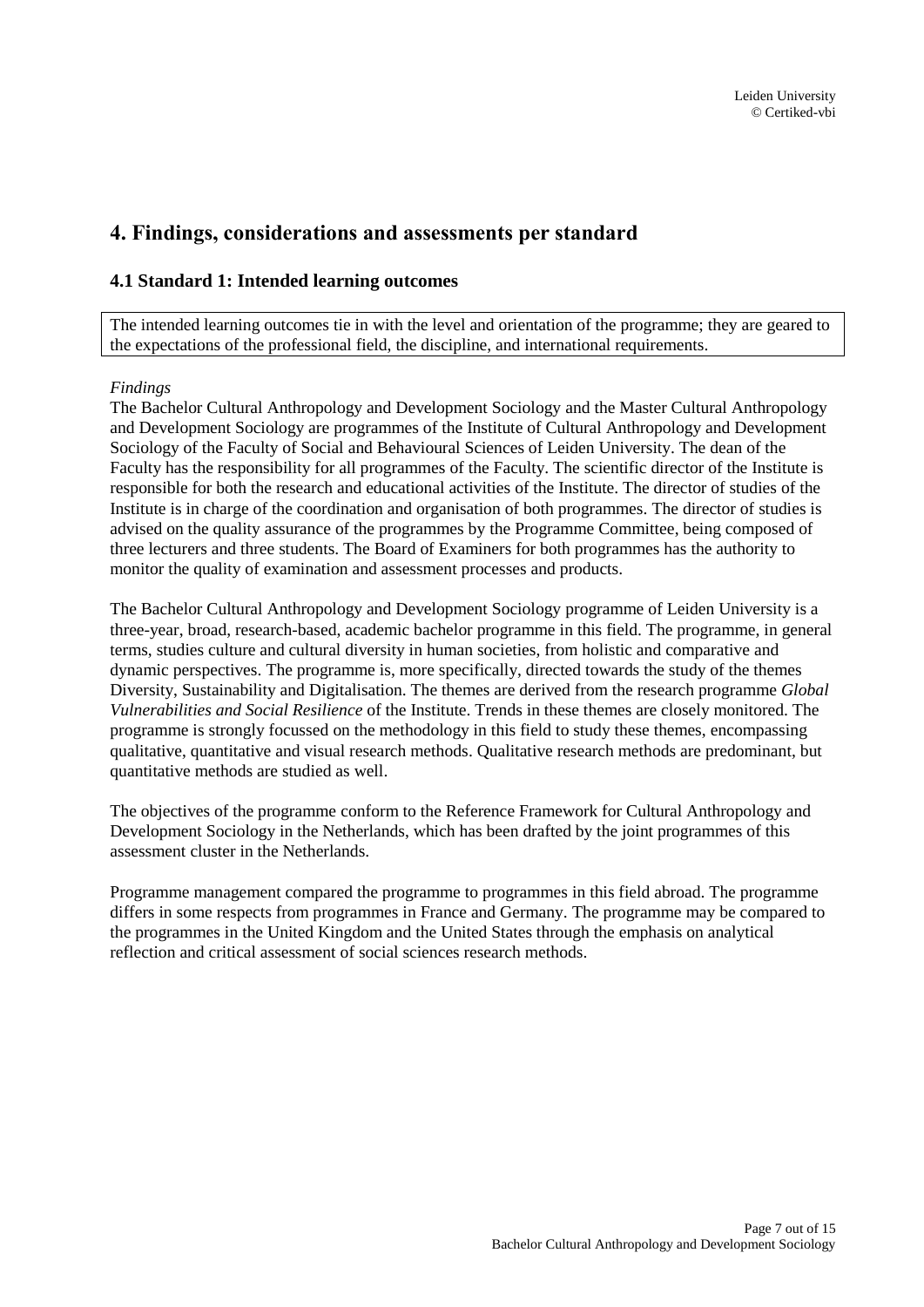# 4. Findings, considerations and assessments per standard

## 4.1 Standard 1: Intended learning outcomes

The intended learning outcomes tie in with the level and orientation of the programme; they are geared to the expectations of the professional field, the discipline, and international requirements.

*Findings*

The Bachelor Cultural Anthropology and Development Sociology and the Master Cultural Anthropology and Development Sociology are programmes of the Institute of Cultural Anthropology and Development Sociology of the Faculty of Social and Behavioural Sciences of Leiden University. The dean of the Faculty has the responsibility for all programmes of the Faculty. The scientific director of the Institute is responsible for both the research and educational activities of the Institute. The director of studies of the Institute is in charge of the coordination and organisation of both programmes. The director of studies is advised on the quality assurance of the programmes by the Programme Committee, being composed of three lecturers and three students. The Board of Examiners for both programmes has the authority to monitor the quality of examination and assessment processes and products.

The Bachelor Cultural Anthropology and Development Sociology programme of Leiden University is a three-year, broad, research-based, academic bachelor programme in this field. The programme, in general terms, studies culture and cultural diversity in human societies, from holistic and comparative and dynamic perspectives. The programme is, more specifically, directed towards the study of the themes Diversity, Sustainability and Digitalisation. The themes are derived from the research programme *Global Vulnerabilities and Social Resilience* of the Institute. Trends in these themes are closely monitored. The programme is strongly focussed on the methodology in this field to study these themes, encompassing qualitative, quantitative and visual research methods. Qualitative research methods are predominant, but quantitative methods are studied as well.

The objectives of the programme conform to the Reference Framework for Cultural Anthropology and Development Sociology in the Netherlands, which has been drafted by the joint programmes of this assessment cluster in the Netherlands.

Programme management compared the programme to programmes in this field abroad. The programme differs in some respects from programmes in France and Germany. The programme may be compared to the programmes in the United Kingdom and the United States through the emphasis on analytical reflection and critical assessment of social sciences research methods.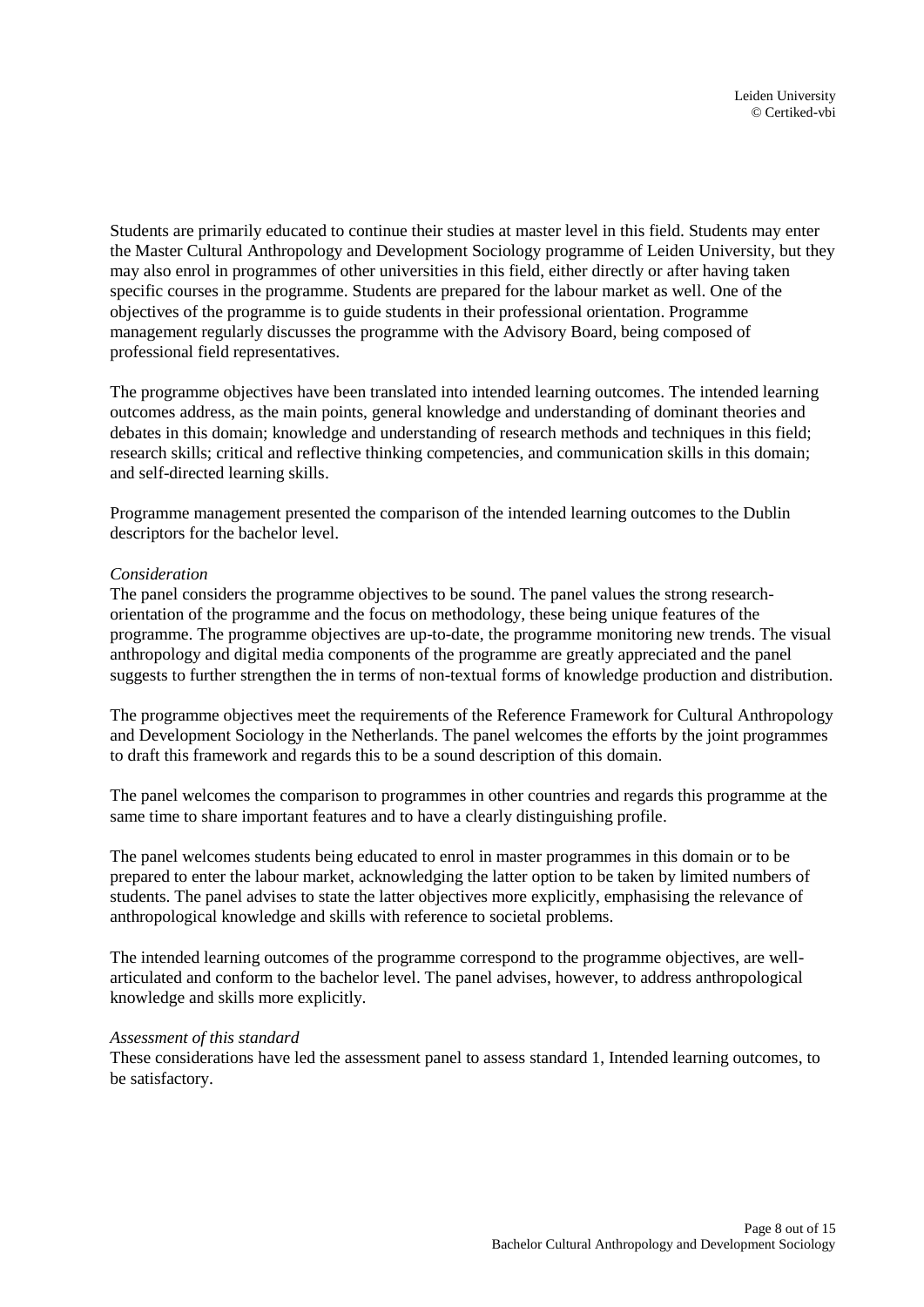Students are primarily educated to continue their studies at master level in this field. Students may enter the Master Cultural Anthropology and Development Sociology programme of Leiden University, but they may also enrol in programmes of other universities in this field, either directly or after having taken specific courses in the programme. Students are prepared for the labour market as well. One of the objectives of the programme is to guide students in their professional orientation. Programme management regularly discusses the programme with the Advisory Board, being composed of professional field representatives.

The programme objectives have been translated into intended learning outcomes. The intended learning outcomes address, as the main points, general knowledge and understanding of dominant theories and debates in this domain; knowledge and understanding of research methods and techniques in this field; research skills; critical and reflective thinking competencies, and communication skills in this domain; and self-directed learning skills.

Programme management presented the comparison of the intended learning outcomes to the Dublin descriptors for the bachelor level.

*Consideration*

The panel considers the programme objectives to be sound. The panel values the strong research-orientation of the programme and the focus on methodology, these being unique features of the programme. The programme objectives are up-to-date, the programme monitoring new trends. The visual anthropology and digital media components of the programme are greatly appreciated and the panel suggests to further strengthen the in terms of non-textual forms of knowledge production and distribution.

The programme objectives meet the requirements of the Reference Framework for Cultural Anthropology and Development Sociology in the Netherlands. The panel welcomes the efforts by the joint programmes to draft this framework and regards this to be a sound description of this domain.

The panel welcomes the comparison to programmes in other countries and regards this programme at the same time to share important features and to have a clearly distinguishing profile.

The panel welcomes students being educated to enrol in master programmes in this domain or to be prepared to enter the labour market, acknowledging the latter option to be taken by limited numbers of students. The panel advises to state the latter objectives more explicitly, emphasising the relevance of anthropological knowledge and skills with reference to societal problems.

The intended learning outcomes of the programme correspond to the programme objectives, are well-articulated and conform to the bachelor level. The panel advises, however, to address anthropological knowledge and skills more explicitly.

*Assessment of this standard*

These considerations have led the assessment panel to assess standard 1, Intended learning outcomes, to be satisfactory.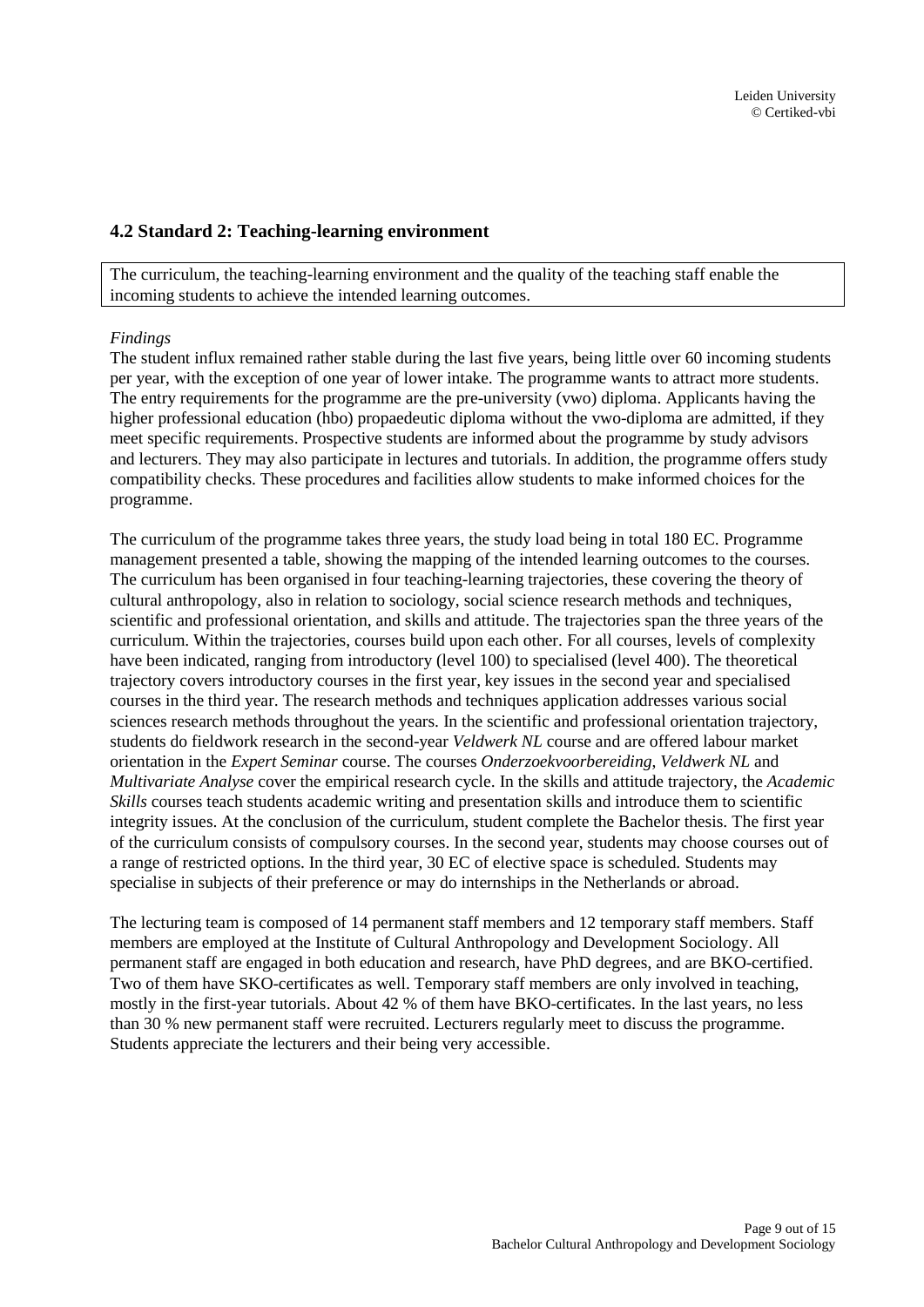### 4.2 Standard 2: Teaching-learning environment

The curriculum, the teaching-learning environment and the quality of the teaching staff enable the incoming students to achieve the intended learning outcomes.

*Findings*

The student influx remained rather stable during the last five years, being little over 60 incoming students per year, with the exception of one year of lower intake. The programme wants to attract more students. The entry requirements for the programme are the pre-university (vwo) diploma. Applicants having the higher professional education (hbo) propaedeutic diploma without the vwo-diploma are admitted, if they meet specific requirements. Prospective students are informed about the programme by study advisors and lecturers. They may also participate in lectures and tutorials. In addition, the programme offers study compatibility checks. These procedures and facilities allow students to make informed choices for the programme.

The curriculum of the programme takes three years, the study load being in total 180 EC. Programme management presented a table, showing the mapping of the intended learning outcomes to the courses. The curriculum has been organised in four teaching-learning trajectories, these covering the theory of cultural anthropology, also in relation to sociology, social science research methods and techniques, scientific and professional orientation, and skills and attitude. The trajectories span the three years of the curriculum. Within the trajectories, courses build upon each other. For all courses, levels of complexity have been indicated, ranging from introductory (level 100) to specialised (level 400). The theoretical trajectory covers introductory courses in the first year, key issues in the second year and specialised courses in the third year. The research methods and techniques application addresses various social sciences research methods throughout the years. In the scientific and professional orientation trajectory, students do fieldwork research in the second-year *Veldwerk NL* course and are offered labour market orientation in the *Expert Seminar* course. The courses *Onderzoekvoorbereiding*, *Veldwerk NL* and *Multivariate Analyse* cover the empirical research cycle. In the skills and attitude trajectory, the *Academic Skills* courses teach students academic writing and presentation skills and introduce them to scientific integrity issues. At the conclusion of the curriculum, student complete the Bachelor thesis. The first year of the curriculum consists of compulsory courses. In the second year, students may choose courses out of a range of restricted options. In the third year, 30 EC of elective space is scheduled. Students may specialise in subjects of their preference or may do internships in the Netherlands or abroad.

The lecturing team is composed of 14 permanent staff members and 12 temporary staff members. Staff members are employed at the Institute of Cultural Anthropology and Development Sociology. All permanent staff are engaged in both education and research, have PhD degrees, and are BKO-certified. Two of them have SKO-certificates as well. Temporary staff members are only involved in teaching, mostly in the first-year tutorials. About 42 % of them have BKO-certificates. In the last years, no less than 30 % new permanent staff were recruited. Lecturers regularly meet to discuss the programme. Students appreciate the lecturers and their being very accessible.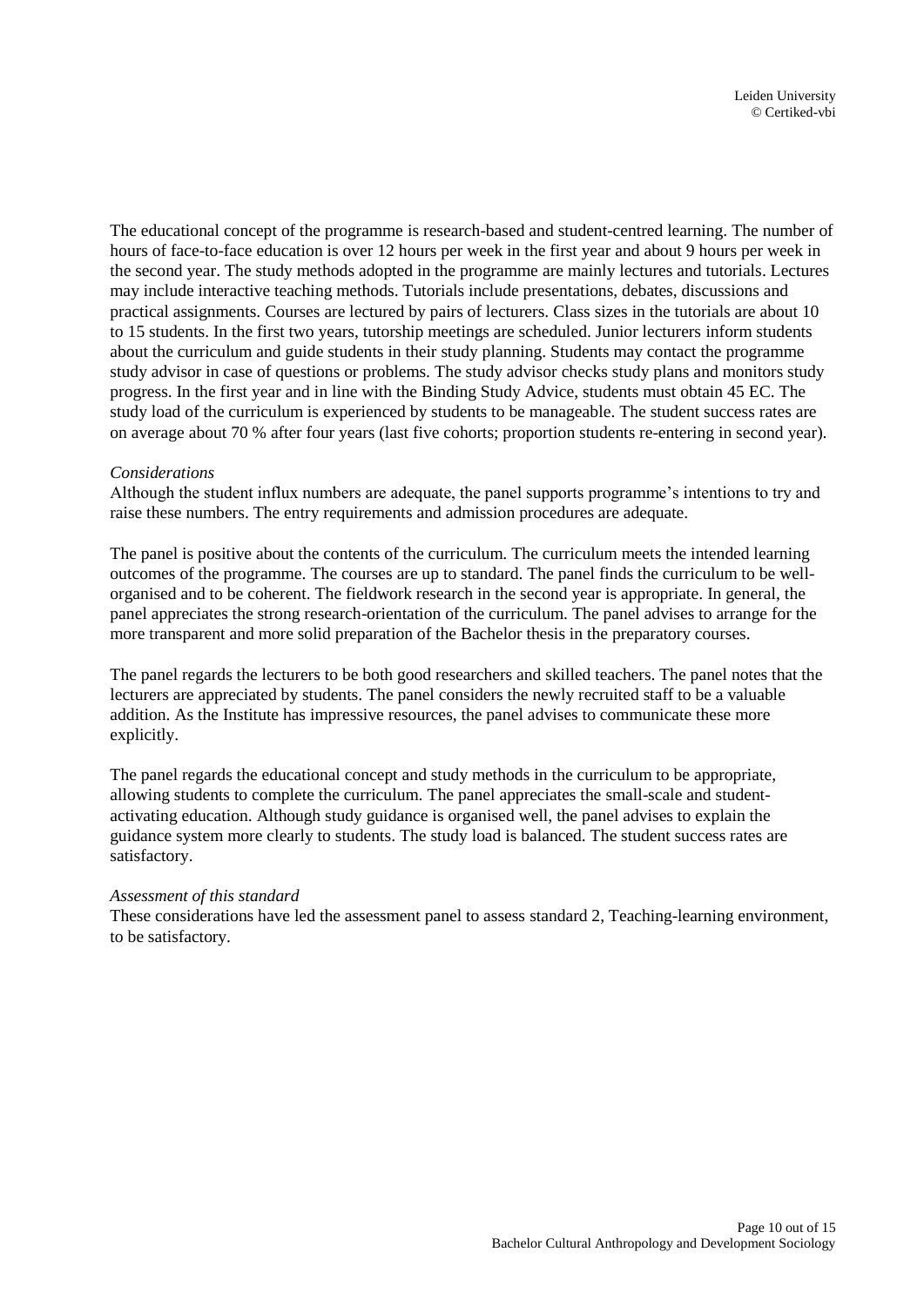The educational concept of the programme is research-based and student-centred learning. The number of hours of face-to-face education is over 12 hours per week in the first year and about 9 hours per week in the second year. The study methods adopted in the programme are mainly lectures and tutorials. Lectures may include interactive teaching methods. Tutorials include presentations, debates, discussions and practical assignments. Courses are lectured by pairs of lecturers. Class sizes in the tutorials are about 10 to 15 students. In the first two years, tutorship meetings are scheduled. Junior lecturers inform students about the curriculum and guide students in their study planning. Students may contact the programme study advisor in case of questions or problems. The study advisor checks study plans and monitors study progress. In the first year and in line with the Binding Study Advice, students must obtain 45 EC. The study load of the curriculum is experienced by students to be manageable. The student success rates are on average about 70 % after four years (last five cohorts; proportion students re-entering in second year).

*Considerations*

Although the student influx numbers are adequate, the panel supports programme's intentions to try and raise these numbers. The entry requirements and admission procedures are adequate.

The panel is positive about the contents of the curriculum. The curriculum meets the intended learning outcomes of the programme. The courses are up to standard. The panel finds the curriculum to be well-organised and to be coherent. The fieldwork research in the second year is appropriate. In general, the panel appreciates the strong research-orientation of the curriculum. The panel advises to arrange for the more transparent and more solid preparation of the Bachelor thesis in the preparatory courses.

The panel regards the lecturers to be both good researchers and skilled teachers. The panel notes that the lecturers are appreciated by students. The panel considers the newly recruited staff to be a valuable addition. As the Institute has impressive resources, the panel advises to communicate these more explicitly.

The panel regards the educational concept and study methods in the curriculum to be appropriate, allowing students to complete the curriculum. The panel appreciates the small-scale and student-activating education. Although study guidance is organised well, the panel advises to explain the guidance system more clearly to students. The study load is balanced. The student success rates are satisfactory.

*Assessment of this standard*

These considerations have led the assessment panel to assess standard 2, Teaching-learning environment, to be satisfactory.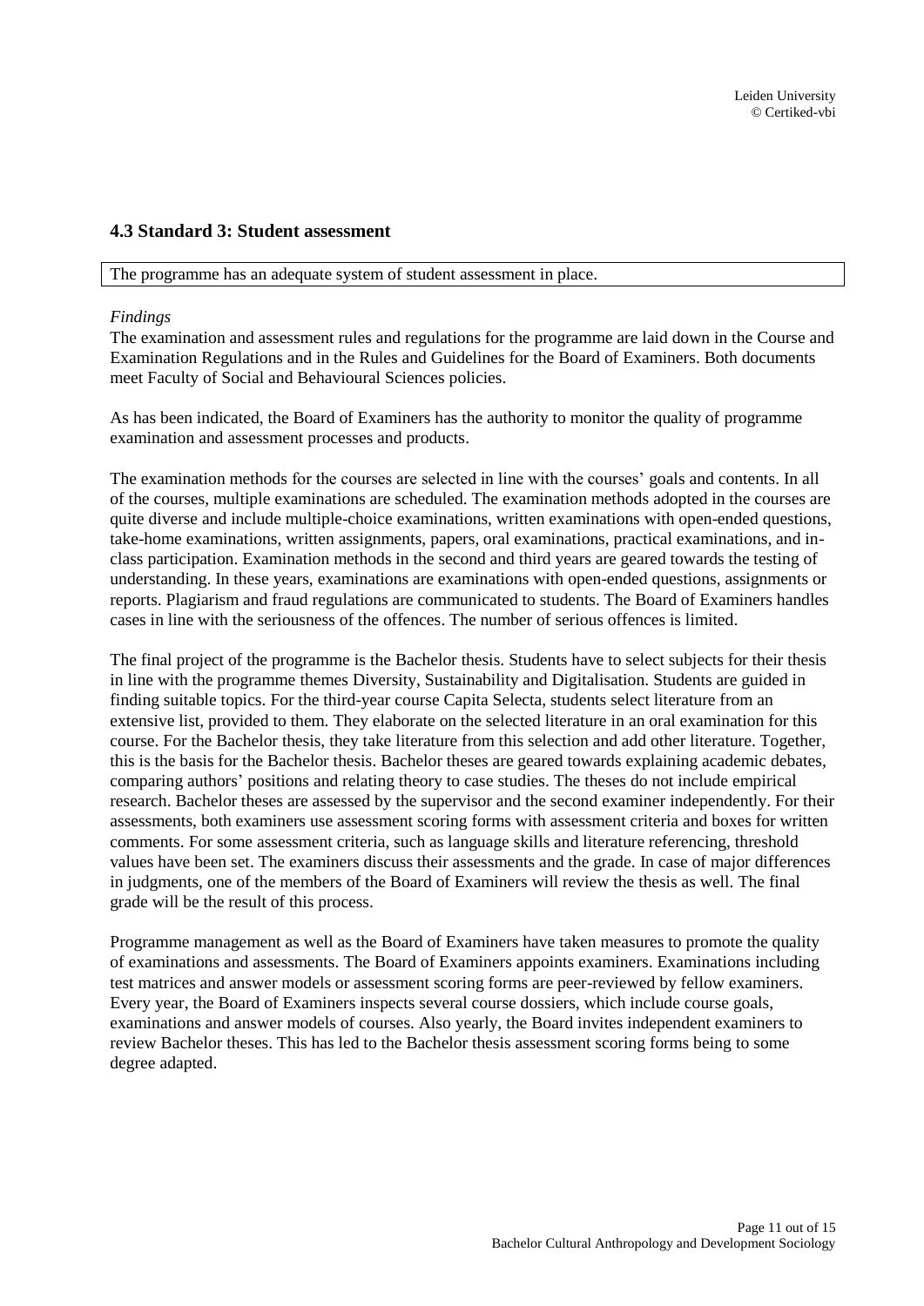### 4.3 Standard 3: Student assessment

The programme has an adequate system of student assessment in place.

*Findings*

The examination and assessment rules and regulations for the programme are laid down in the Course and Examination Regulations and in the Rules and Guidelines for the Board of Examiners. Both documents meet Faculty of Social and Behavioural Sciences policies.

As has been indicated, the Board of Examiners has the authority to monitor the quality of programme examination and assessment processes and products.

The examination methods for the courses are selected in line with the courses' goals and contents. In all of the courses, multiple examinations are scheduled. The examination methods adopted in the courses are quite diverse and include multiple-choice examinations, written examinations with open-ended questions, take-home examinations, written assignments, papers, oral examinations, practical examinations, and in-class participation. Examination methods in the second and third years are geared towards the testing of understanding. In these years, examinations are examinations with open-ended questions, assignments or reports. Plagiarism and fraud regulations are communicated to students. The Board of Examiners handles cases in line with the seriousness of the offences. The number of serious offences is limited.

The final project of the programme is the Bachelor thesis. Students have to select subjects for their thesis in line with the programme themes Diversity, Sustainability and Digitalisation. Students are guided in finding suitable topics. For the third-year course Capita Selecta, students select literature from an extensive list, provided to them. They elaborate on the selected literature in an oral examination for this course. For the Bachelor thesis, they take literature from this selection and add other literature. Together, this is the basis for the Bachelor thesis. Bachelor theses are geared towards explaining academic debates, comparing authors' positions and relating theory to case studies. The theses do not include empirical research. Bachelor theses are assessed by the supervisor and the second examiner independently. For their assessments, both examiners use assessment scoring forms with assessment criteria and boxes for written comments. For some assessment criteria, such as language skills and literature referencing, threshold values have been set. The examiners discuss their assessments and the grade. In case of major differences in judgments, one of the members of the Board of Examiners will review the thesis as well. The final grade will be the result of this process.

Programme management as well as the Board of Examiners have taken measures to promote the quality of examinations and assessments. The Board of Examiners appoints examiners. Examinations including test matrices and answer models or assessment scoring forms are peer-reviewed by fellow examiners. Every year, the Board of Examiners inspects several course dossiers, which include course goals, examinations and answer models of courses. Also yearly, the Board invites independent examiners to review Bachelor theses. This has led to the Bachelor thesis assessment scoring forms being to some degree adapted.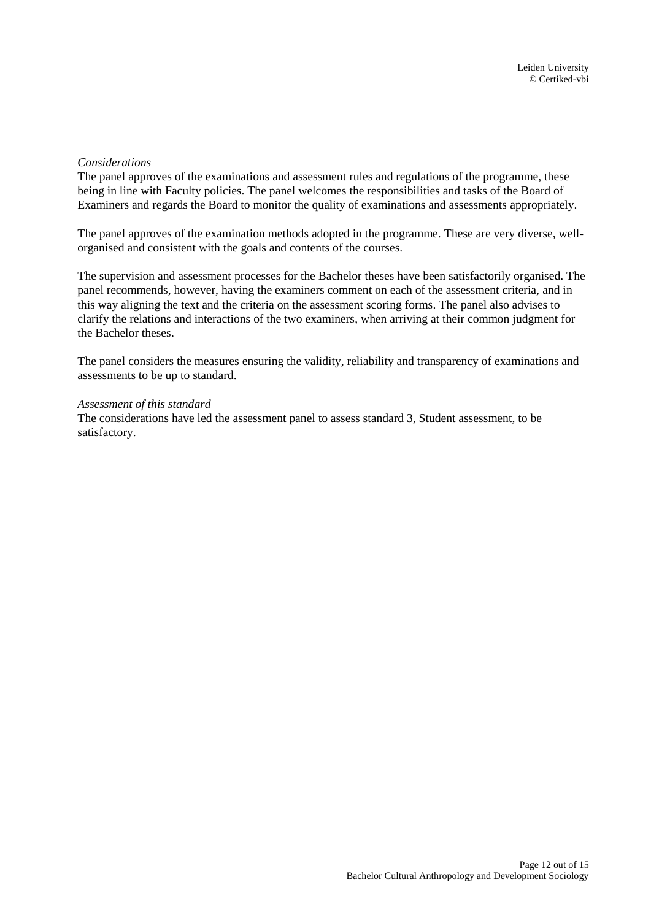*Considerations*

The panel approves of the examinations and assessment rules and regulations of the programme, these being in line with Faculty policies. The panel welcomes the responsibilities and tasks of the Board of Examiners and regards the Board to monitor the quality of examinations and assessments appropriately.

The panel approves of the examination methods adopted in the programme. These are very diverse, well-organised and consistent with the goals and contents of the courses.

The supervision and assessment processes for the Bachelor theses have been satisfactorily organised. The panel recommends, however, having the examiners comment on each of the assessment criteria, and in this way aligning the text and the criteria on the assessment scoring forms. The panel also advises to clarify the relations and interactions of the two examiners, when arriving at their common judgment for the Bachelor theses.

The panel considers the measures ensuring the validity, reliability and transparency of examinations and assessments to be up to standard.

*Assessment of this standard*

The considerations have led the assessment panel to assess standard 3, Student assessment, to be satisfactory.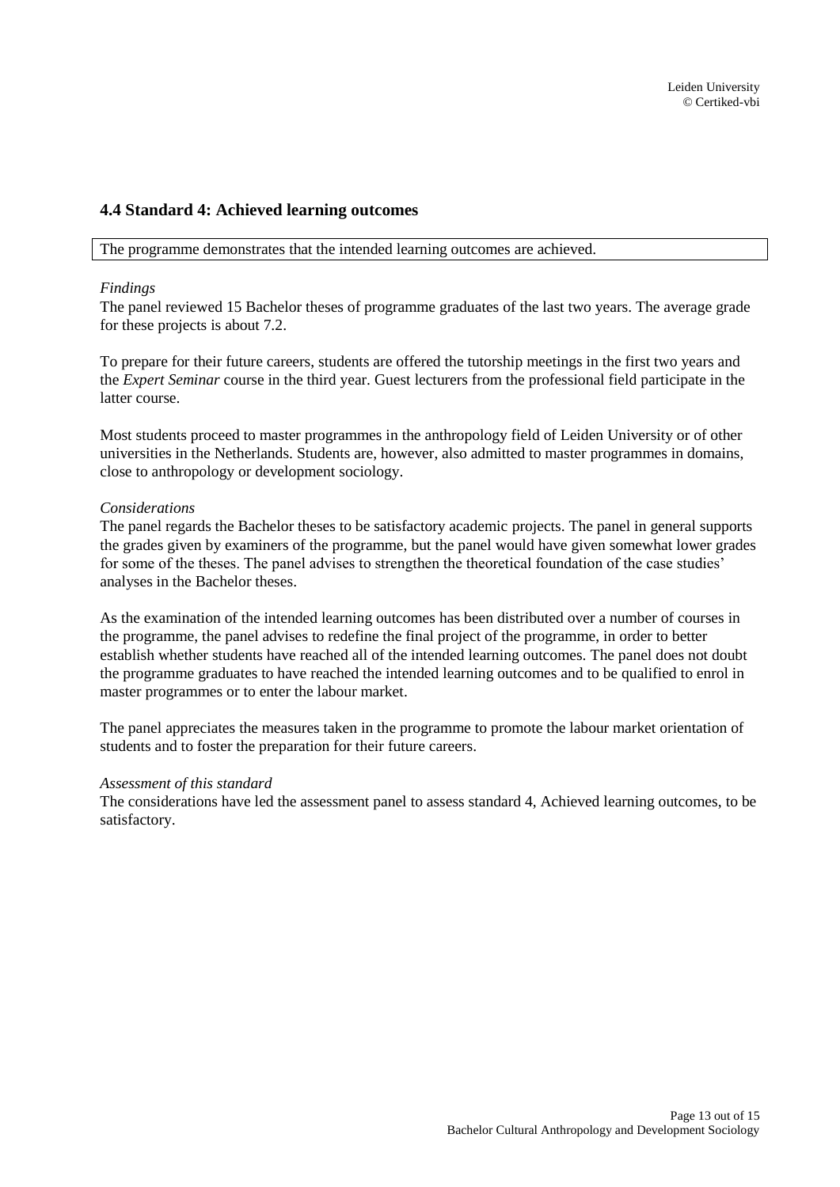### 4.4 Standard 4: Achieved learning outcomes

The programme demonstrates that the intended learning outcomes are achieved.

*Findings*

The panel reviewed 15 Bachelor theses of programme graduates of the last two years. The average grade for these projects is about 7.2.

To prepare for their future careers, students are offered the tutorship meetings in the first two years and the *Expert Seminar* course in the third year. Guest lecturers from the professional field participate in the latter course.

Most students proceed to master programmes in the anthropology field of Leiden University or of other universities in the Netherlands. Students are, however, also admitted to master programmes in domains, close to anthropology or development sociology.

*Considerations*

The panel regards the Bachelor theses to be satisfactory academic projects. The panel in general supports the grades given by examiners of the programme, but the panel would have given somewhat lower grades for some of the theses. The panel advises to strengthen the theoretical foundation of the case studies' analyses in the Bachelor theses.

As the examination of the intended learning outcomes has been distributed over a number of courses in the programme, the panel advises to redefine the final project of the programme, in order to better establish whether students have reached all of the intended learning outcomes. The panel does not doubt the programme graduates to have reached the intended learning outcomes and to be qualified to enrol in master programmes or to enter the labour market.

The panel appreciates the measures taken in the programme to promote the labour market orientation of students and to foster the preparation for their future careers.

*Assessment of this standard*

The considerations have led the assessment panel to assess standard 4, Achieved learning outcomes, to be satisfactory.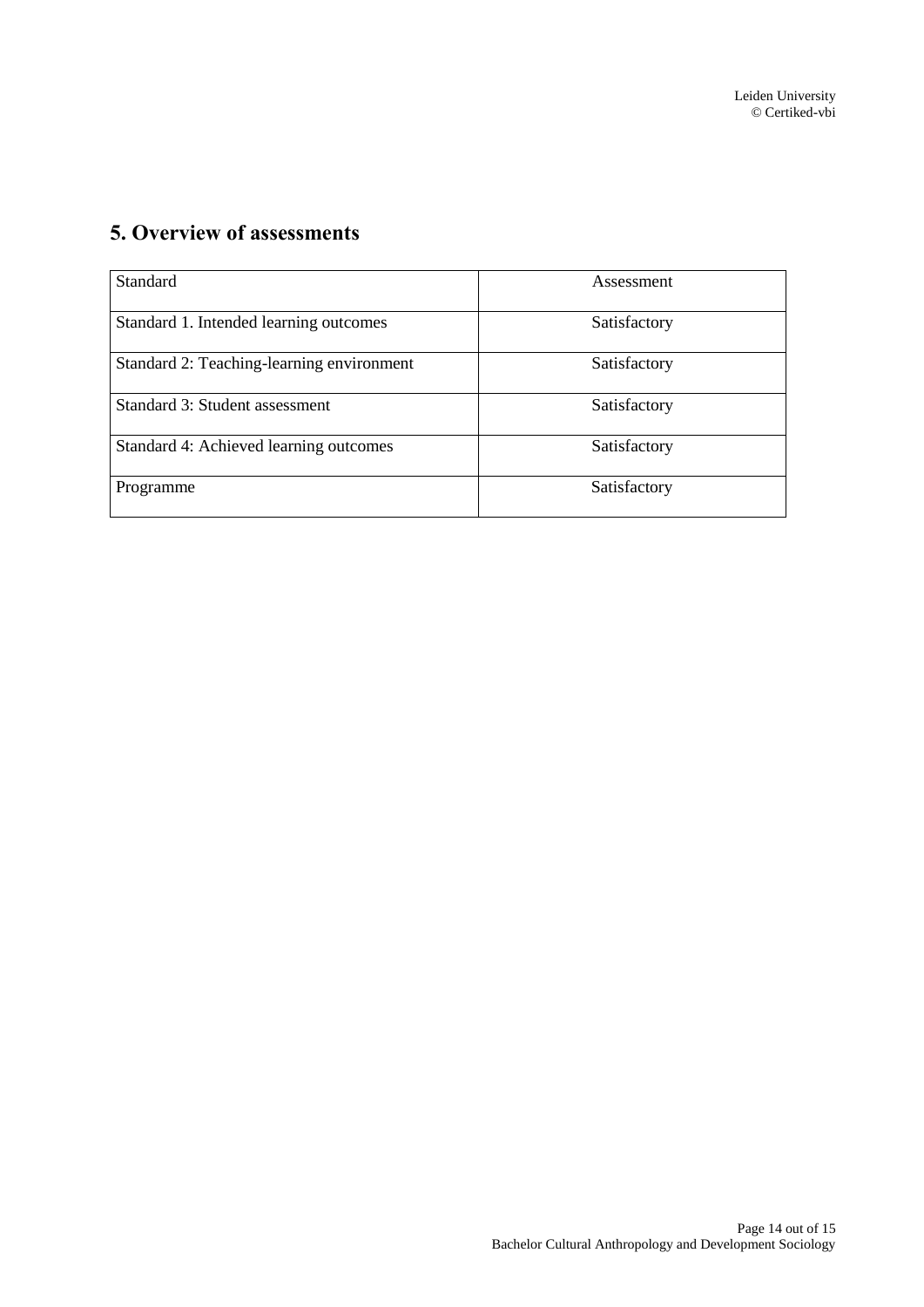## 5. Overview of assessments

| Standard | Assessment |
|---|---|
| Standard 1. Intended learning outcomes | Satisfactory |
| Standard 2: Teaching-learning environment | Satisfactory |
| Standard 3: Student assessment | Satisfactory |
| Standard 4: Achieved learning outcomes | Satisfactory |
| Programme | Satisfactory |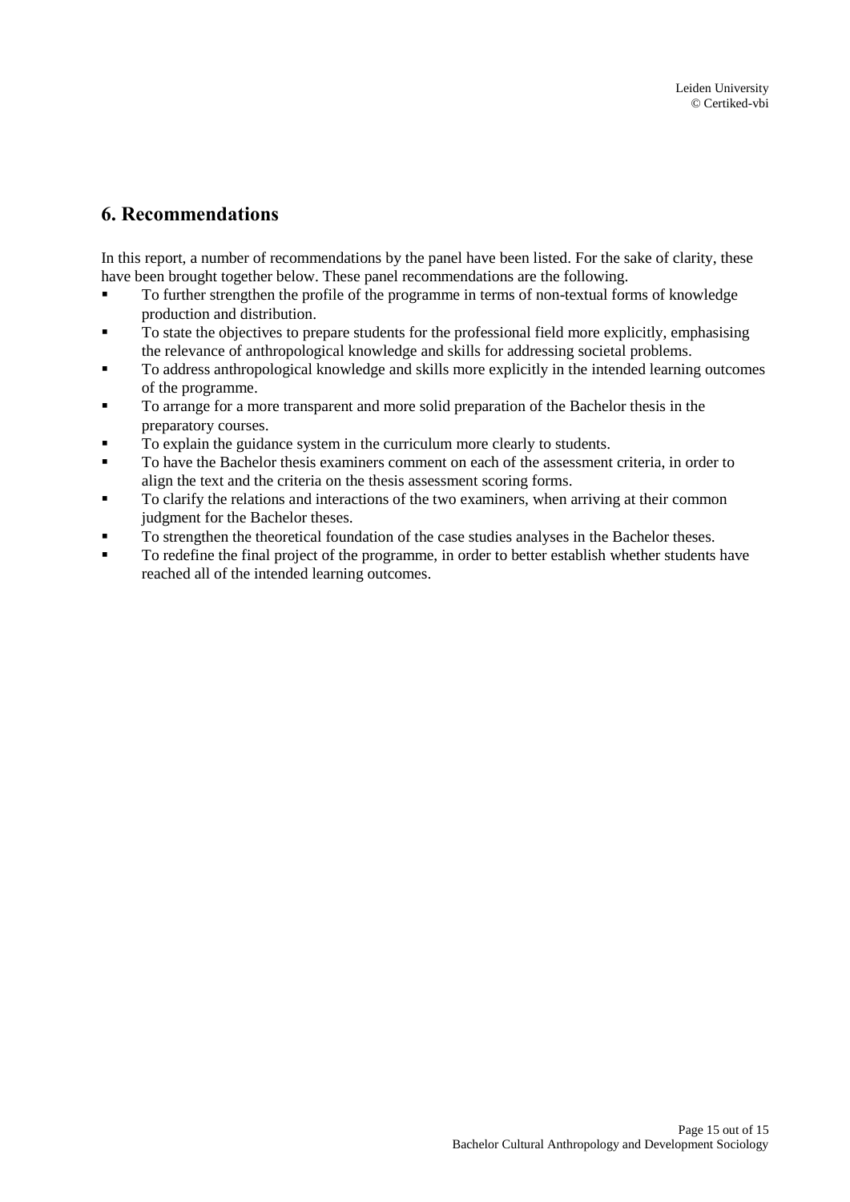## 6. Recommendations

In this report, a number of recommendations by the panel have been listed. For the sake of clarity, these have been brought together below. These panel recommendations are the following.

- To further strengthen the profile of the programme in terms of non-textual forms of knowledge production and distribution.
- To state the objectives to prepare students for the professional field more explicitly, emphasising the relevance of anthropological knowledge and skills for addressing societal problems.
- To address anthropological knowledge and skills more explicitly in the intended learning outcomes of the programme.
- To arrange for a more transparent and more solid preparation of the Bachelor thesis in the preparatory courses.
- To explain the guidance system in the curriculum more clearly to students.
- To have the Bachelor thesis examiners comment on each of the assessment criteria, in order to align the text and the criteria on the thesis assessment scoring forms.
- To clarify the relations and interactions of the two examiners, when arriving at their common judgment for the Bachelor theses.
- To strengthen the theoretical foundation of the case studies analyses in the Bachelor theses.
- To redefine the final project of the programme, in order to better establish whether students have reached all of the intended learning outcomes.